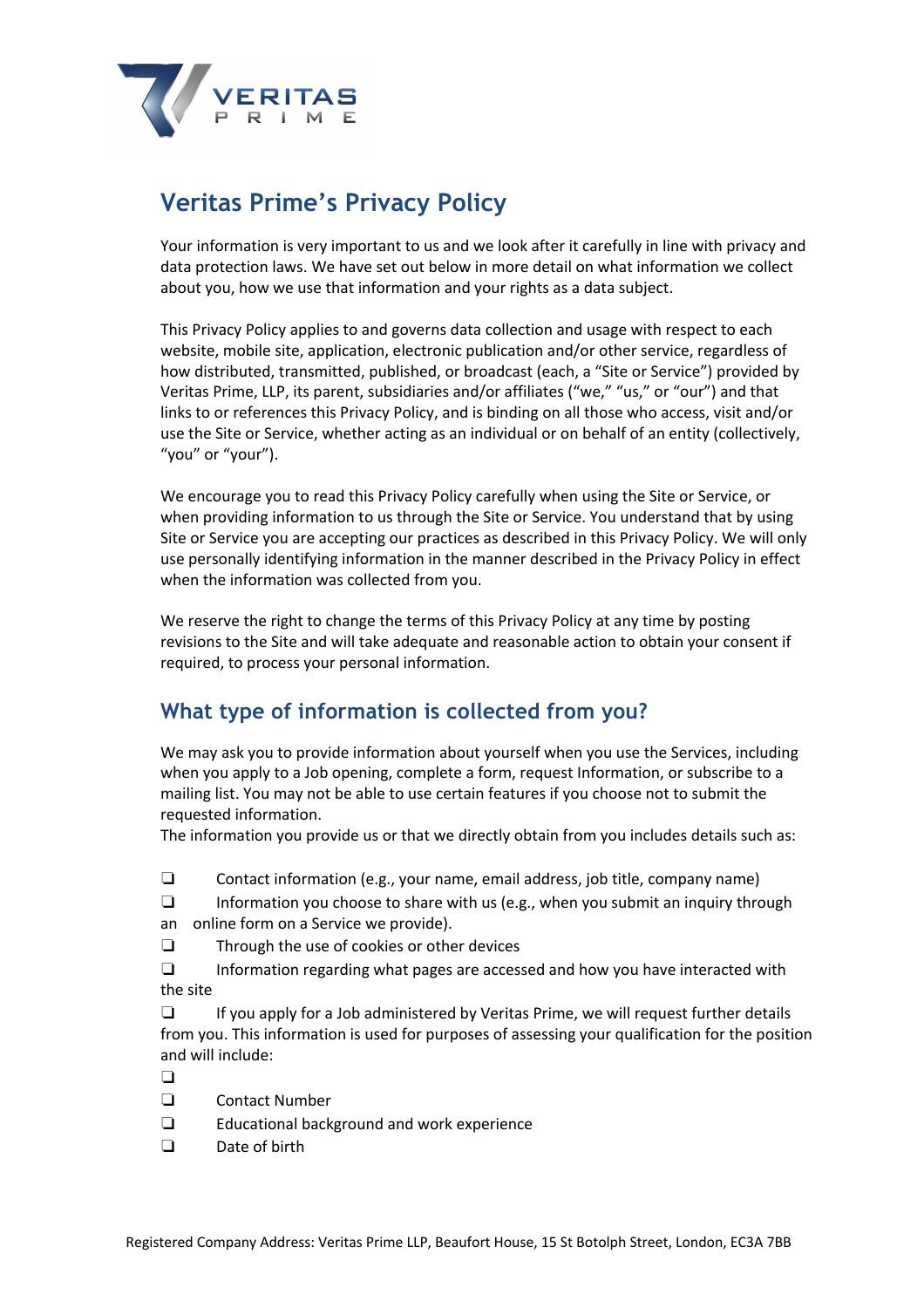# Veritas Prime's Privacy Policy

Your information is very important to us and we look after it carefully in line with privacy and data protection laws. We have set out below in more detail on what information we collect about you, how we use that information and your rights as a data subject.

This Privacy Policy applies to and governs data collection and usage with respect to each website, mobile site, application, electronic publication and/or other service, regardless of how distributed, transmitted, published, or broadcast (each, a "Site or Service") provided by Veritas Prime, LLP, its parent, subsidiaries and/or affiliates ("we," "us," or "our") and that links to or references this Privacy Policy, and is binding on all those who access, visit and/or use the Site or Service, whether acting as an individual or on behalf of an entity (collectively, "you" or "your").

We encourage you to read this Privacy Policy carefully when using the Site or Service, or when providing information to us through the Site or Service. You understand that by using Site or Service you are accepting our practices as described in this Privacy Policy. We will only use personally identifying information in the manner described in the Privacy Policy in effect when the information was collected from you.

We reserve the right to change the terms of this Privacy Policy at any time by posting revisions to the Site and will take adequate and reasonable action to obtain your consent if required, to process your personal information.

## What type of information is collected from you?

We may ask you to provide information about yourself when you use the Services, including when you apply to a Job opening, complete a form, request Information, or subscribe to a mailing list. You may not be able to use certain features if you choose not to submit the requested information.
The information you provide us or that we directly obtain from you includes details such as:

- ❑ Contact information (e.g., your name, email address, job title, company name)
- ❑ Information you choose to share with us (e.g., when you submit an inquiry through an online form on a Service we provide).
- ❑ Through the use of cookies or other devices
- ❑ Information regarding what pages are accessed and how you have interacted with the site
- ❑ If you apply for a Job administered by Veritas Prime, we will request further details from you. This information is used for purposes of assessing your qualification for the position and will include:
- ❑
- ❑ Contact Number
- ❑ Educational background and work experience
- ❑ Date of birth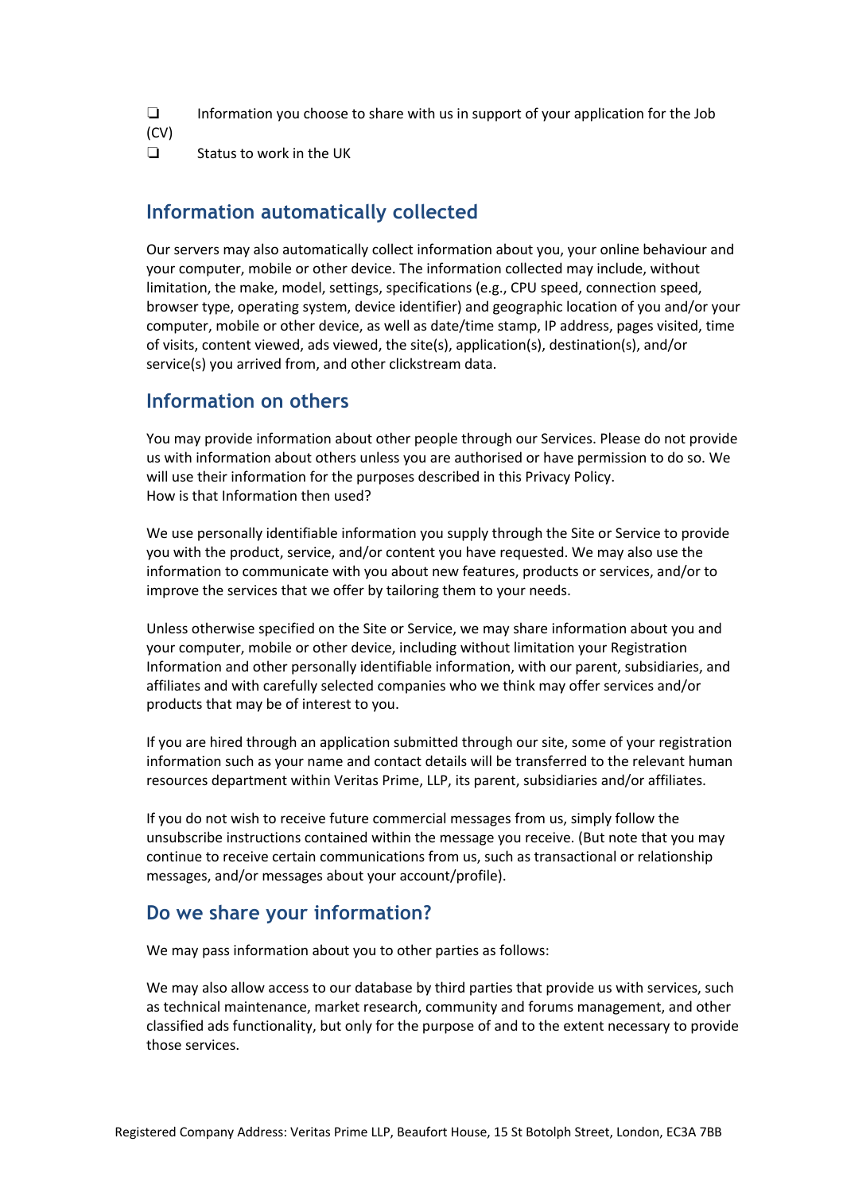- ❑ Information you choose to share with us in support of your application for the Job (CV)
- ❑ Status to work in the UK

## Information automatically collected

Our servers may also automatically collect information about you, your online behaviour and your computer, mobile or other device. The information collected may include, without limitation, the make, model, settings, specifications (e.g., CPU speed, connection speed, browser type, operating system, device identifier) and geographic location of you and/or your computer, mobile or other device, as well as date/time stamp, IP address, pages visited, time of visits, content viewed, ads viewed, the site(s), application(s), destination(s), and/or service(s) you arrived from, and other clickstream data.

## Information on others

You may provide information about other people through our Services. Please do not provide us with information about others unless you are authorised or have permission to do so. We will use their information for the purposes described in this Privacy Policy.
How is that Information then used?

We use personally identifiable information you supply through the Site or Service to provide you with the product, service, and/or content you have requested. We may also use the information to communicate with you about new features, products or services, and/or to improve the services that we offer by tailoring them to your needs.

Unless otherwise specified on the Site or Service, we may share information about you and your computer, mobile or other device, including without limitation your Registration Information and other personally identifiable information, with our parent, subsidiaries, and affiliates and with carefully selected companies who we think may offer services and/or products that may be of interest to you.

If you are hired through an application submitted through our site, some of your registration information such as your name and contact details will be transferred to the relevant human resources department within Veritas Prime, LLP, its parent, subsidiaries and/or affiliates.

If you do not wish to receive future commercial messages from us, simply follow the unsubscribe instructions contained within the message you receive. (But note that you may continue to receive certain communications from us, such as transactional or relationship messages, and/or messages about your account/profile).

## Do we share your information?

We may pass information about you to other parties as follows:

We may also allow access to our database by third parties that provide us with services, such as technical maintenance, market research, community and forums management, and other classified ads functionality, but only for the purpose of and to the extent necessary to provide those services.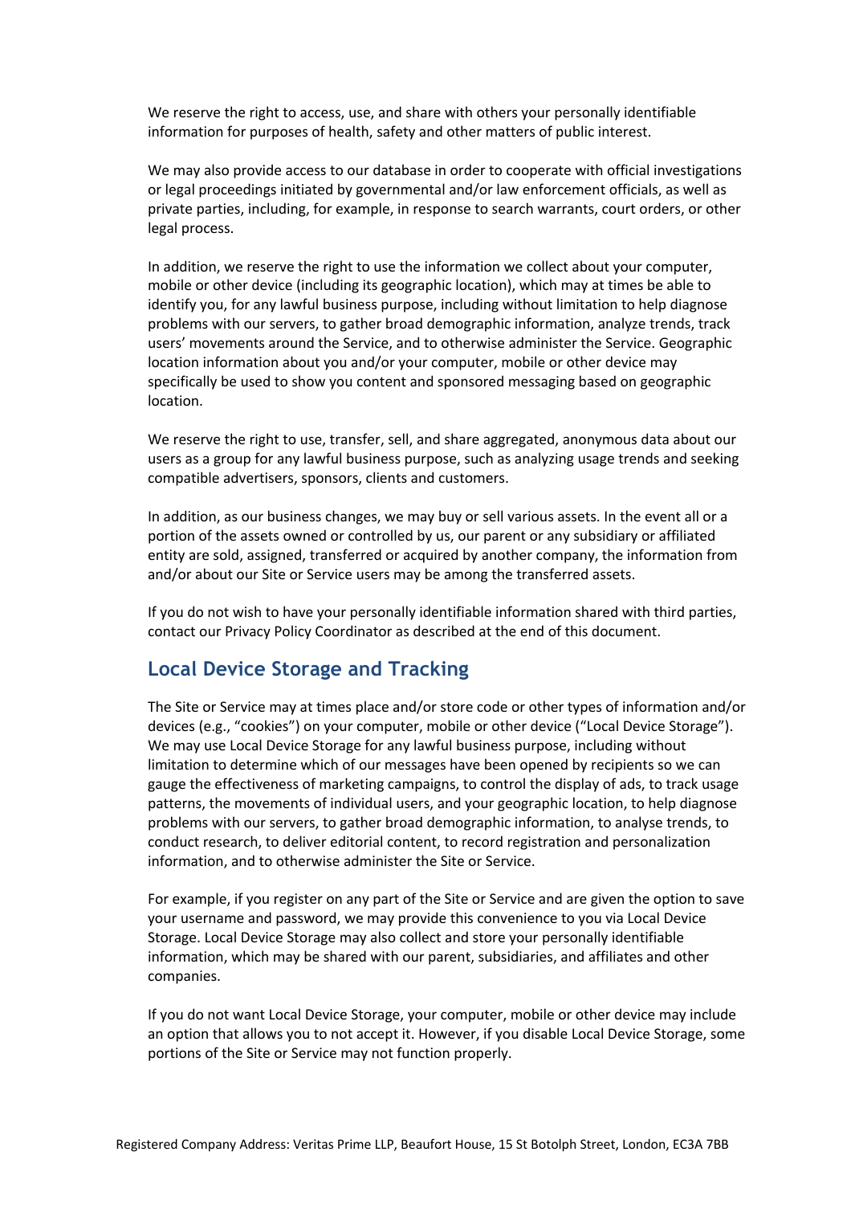We reserve the right to access, use, and share with others your personally identifiable information for purposes of health, safety and other matters of public interest.

We may also provide access to our database in order to cooperate with official investigations or legal proceedings initiated by governmental and/or law enforcement officials, as well as private parties, including, for example, in response to search warrants, court orders, or other legal process.

In addition, we reserve the right to use the information we collect about your computer, mobile or other device (including its geographic location), which may at times be able to identify you, for any lawful business purpose, including without limitation to help diagnose problems with our servers, to gather broad demographic information, analyze trends, track users' movements around the Service, and to otherwise administer the Service. Geographic location information about you and/or your computer, mobile or other device may specifically be used to show you content and sponsored messaging based on geographic location.

We reserve the right to use, transfer, sell, and share aggregated, anonymous data about our users as a group for any lawful business purpose, such as analyzing usage trends and seeking compatible advertisers, sponsors, clients and customers.

In addition, as our business changes, we may buy or sell various assets. In the event all or a portion of the assets owned or controlled by us, our parent or any subsidiary or affiliated entity are sold, assigned, transferred or acquired by another company, the information from and/or about our Site or Service users may be among the transferred assets.

If you do not wish to have your personally identifiable information shared with third parties, contact our Privacy Policy Coordinator as described at the end of this document.

## Local Device Storage and Tracking

The Site or Service may at times place and/or store code or other types of information and/or devices (e.g., "cookies") on your computer, mobile or other device ("Local Device Storage"). We may use Local Device Storage for any lawful business purpose, including without limitation to determine which of our messages have been opened by recipients so we can gauge the effectiveness of marketing campaigns, to control the display of ads, to track usage patterns, the movements of individual users, and your geographic location, to help diagnose problems with our servers, to gather broad demographic information, to analyse trends, to conduct research, to deliver editorial content, to record registration and personalization information, and to otherwise administer the Site or Service.

For example, if you register on any part of the Site or Service and are given the option to save your username and password, we may provide this convenience to you via Local Device Storage. Local Device Storage may also collect and store your personally identifiable information, which may be shared with our parent, subsidiaries, and affiliates and other companies.

If you do not want Local Device Storage, your computer, mobile or other device may include an option that allows you to not accept it. However, if you disable Local Device Storage, some portions of the Site or Service may not function properly.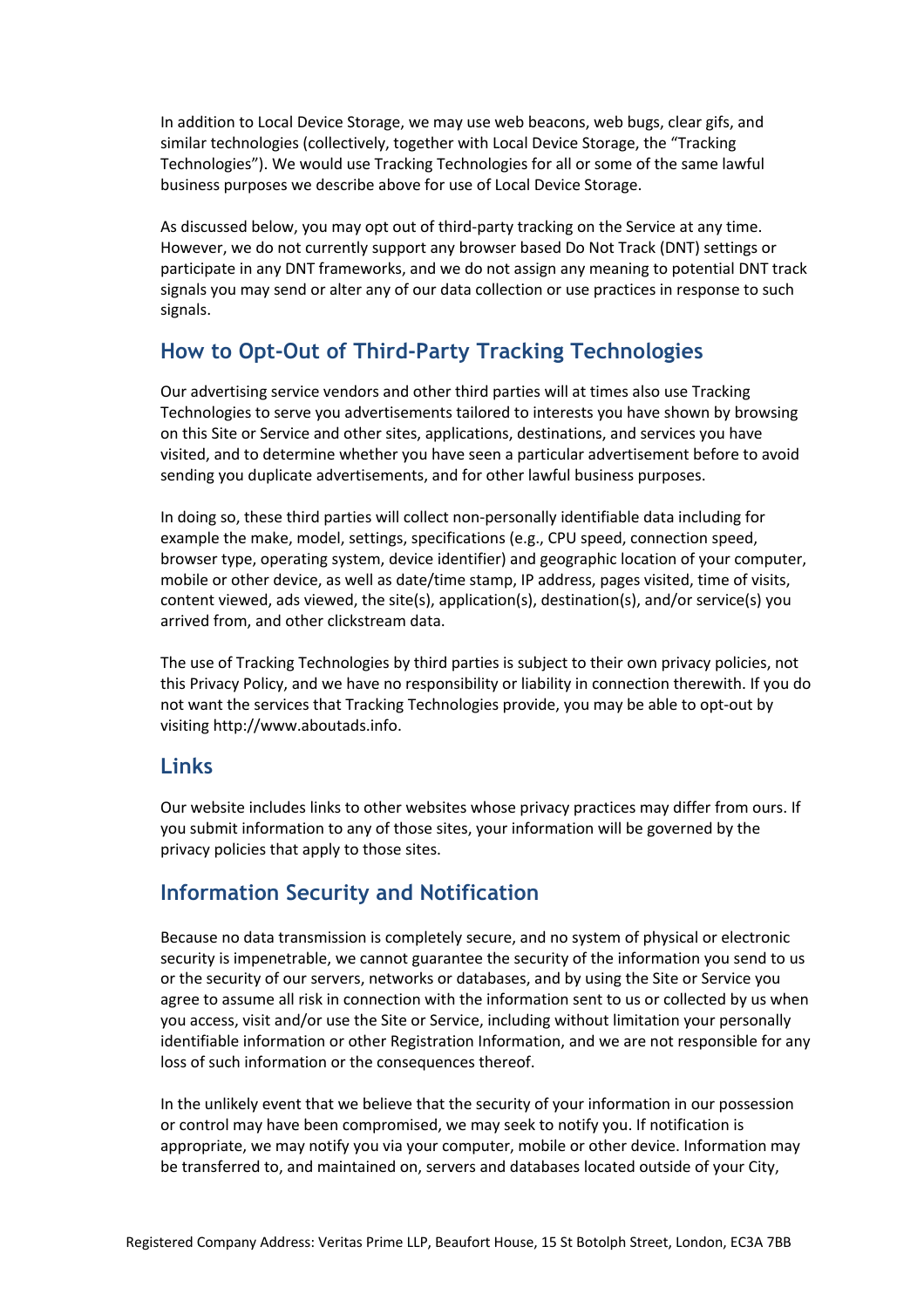In addition to Local Device Storage, we may use web beacons, web bugs, clear gifs, and similar technologies (collectively, together with Local Device Storage, the "Tracking Technologies"). We would use Tracking Technologies for all or some of the same lawful business purposes we describe above for use of Local Device Storage.

As discussed below, you may opt out of third-party tracking on the Service at any time. However, we do not currently support any browser based Do Not Track (DNT) settings or participate in any DNT frameworks, and we do not assign any meaning to potential DNT track signals you may send or alter any of our data collection or use practices in response to such signals.

## How to Opt-Out of Third-Party Tracking Technologies

Our advertising service vendors and other third parties will at times also use Tracking Technologies to serve you advertisements tailored to interests you have shown by browsing on this Site or Service and other sites, applications, destinations, and services you have visited, and to determine whether you have seen a particular advertisement before to avoid sending you duplicate advertisements, and for other lawful business purposes.

In doing so, these third parties will collect non-personally identifiable data including for example the make, model, settings, specifications (e.g., CPU speed, connection speed, browser type, operating system, device identifier) and geographic location of your computer, mobile or other device, as well as date/time stamp, IP address, pages visited, time of visits, content viewed, ads viewed, the site(s), application(s), destination(s), and/or service(s) you arrived from, and other clickstream data.

The use of Tracking Technologies by third parties is subject to their own privacy policies, not this Privacy Policy, and we have no responsibility or liability in connection therewith. If you do not want the services that Tracking Technologies provide, you may be able to opt-out by visiting http://www.aboutads.info.

## Links

Our website includes links to other websites whose privacy practices may differ from ours. If you submit information to any of those sites, your information will be governed by the privacy policies that apply to those sites.

## Information Security and Notification

Because no data transmission is completely secure, and no system of physical or electronic security is impenetrable, we cannot guarantee the security of the information you send to us or the security of our servers, networks or databases, and by using the Site or Service you agree to assume all risk in connection with the information sent to us or collected by us when you access, visit and/or use the Site or Service, including without limitation your personally identifiable information or other Registration Information, and we are not responsible for any loss of such information or the consequences thereof.

In the unlikely event that we believe that the security of your information in our possession or control may have been compromised, we may seek to notify you. If notification is appropriate, we may notify you via your computer, mobile or other device. Information may be transferred to, and maintained on, servers and databases located outside of your City,

Registered Company Address: Veritas Prime LLP, Beaufort House, 15 St Botolph Street, London, EC3A 7BB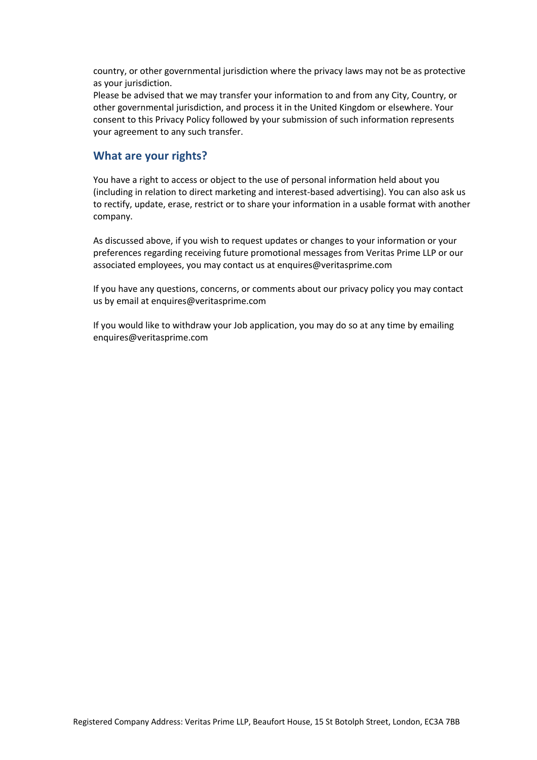country, or other governmental jurisdiction where the privacy laws may not be as protective as your jurisdiction.
Please be advised that we may transfer your information to and from any City, Country, or other governmental jurisdiction, and process it in the United Kingdom or elsewhere. Your consent to this Privacy Policy followed by your submission of such information represents your agreement to any such transfer.

## What are your rights?

You have a right to access or object to the use of personal information held about you (including in relation to direct marketing and interest-based advertising). You can also ask us to rectify, update, erase, restrict or to share your information in a usable format with another company.

As discussed above, if you wish to request updates or changes to your information or your preferences regarding receiving future promotional messages from Veritas Prime LLP or our associated employees, you may contact us at enquires@veritasprime.com

If you have any questions, concerns, or comments about our privacy policy you may contact us by email at enquires@veritasprime.com

If you would like to withdraw your Job application, you may do so at any time by emailing enquires@veritasprime.com